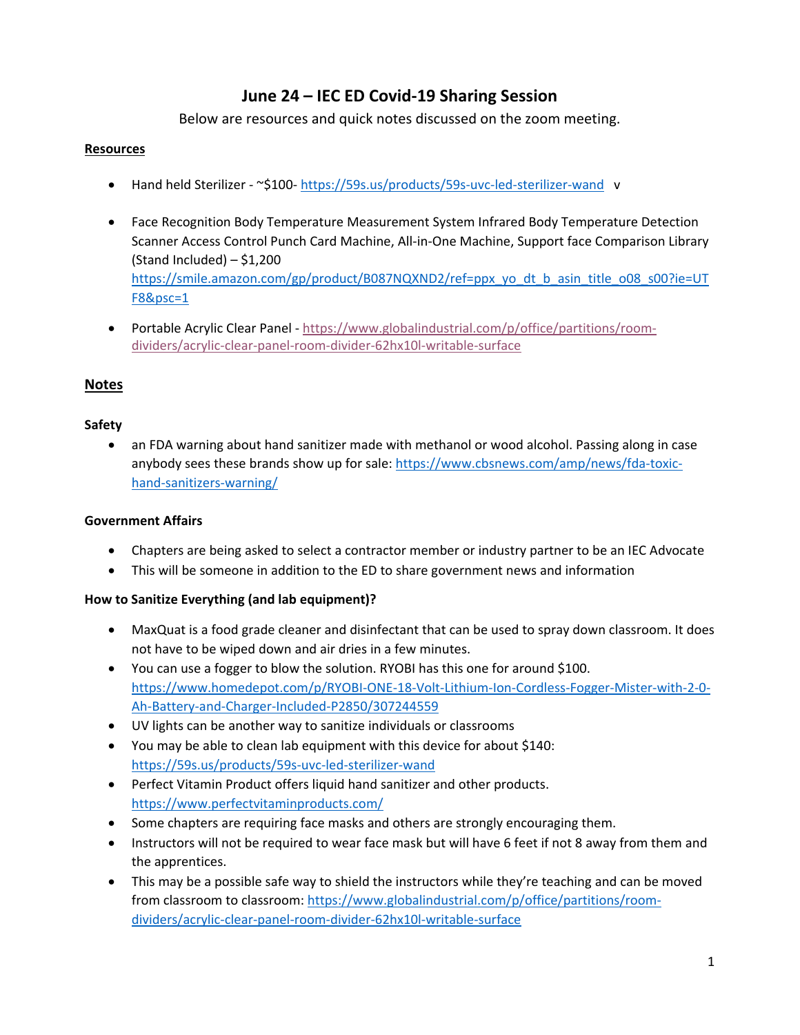# June 24 – IEC ED Covid-19 Sharing Session

Below are resources and quick notes discussed on the zoom meeting.

**Resources**

- Hand held Sterilizer - ~$100- https://59s.us/products/59s-uvc-led-sterilizer-wand v
- Face Recognition Body Temperature Measurement System Infrared Body Temperature Detection Scanner Access Control Punch Card Machine, All-in-One Machine, Support face Comparison Library (Stand Included) – $1,200 https://smile.amazon.com/gp/product/B087NQXND2/ref=ppx_yo_dt_b_asin_title_o08_s00?ie=UTF8&psc=1
- Portable Acrylic Clear Panel - https://www.globalindustrial.com/p/office/partitions/room-dividers/acrylic-clear-panel-room-divider-62hx10l-writable-surface

## Notes

**Safety**

- an FDA warning about hand sanitizer made with methanol or wood alcohol. Passing along in case anybody sees these brands show up for sale: https://www.cbsnews.com/amp/news/fda-toxic-hand-sanitizers-warning/

**Government Affairs**

- Chapters are being asked to select a contractor member or industry partner to be an IEC Advocate
- This will be someone in addition to the ED to share government news and information

**How to Sanitize Everything (and lab equipment)?**

- MaxQuat is a food grade cleaner and disinfectant that can be used to spray down classroom. It does not have to be wiped down and air dries in a few minutes.
- You can use a fogger to blow the solution. RYOBI has this one for around $100. https://www.homedepot.com/p/RYOBI-ONE-18-Volt-Lithium-Ion-Cordless-Fogger-Mister-with-2-0-Ah-Battery-and-Charger-Included-P2850/307244559
- UV lights can be another way to sanitize individuals or classrooms
- You may be able to clean lab equipment with this device for about $140: https://59s.us/products/59s-uvc-led-sterilizer-wand
- Perfect Vitamin Product offers liquid hand sanitizer and other products. https://www.perfectvitaminproducts.com/
- Some chapters are requiring face masks and others are strongly encouraging them.
- Instructors will not be required to wear face mask but will have 6 feet if not 8 away from them and the apprentices.
- This may be a possible safe way to shield the instructors while they're teaching and can be moved from classroom to classroom: https://www.globalindustrial.com/p/office/partitions/room-dividers/acrylic-clear-panel-room-divider-62hx10l-writable-surface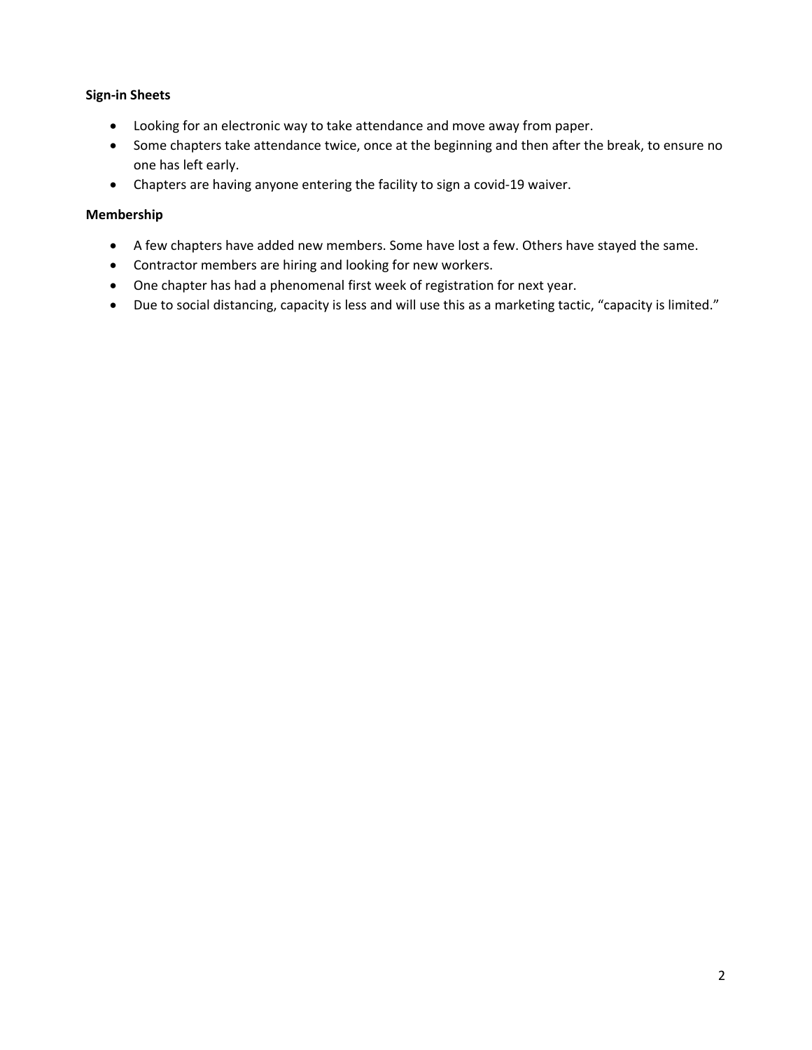**Sign-in Sheets**

- Looking for an electronic way to take attendance and move away from paper.
- Some chapters take attendance twice, once at the beginning and then after the break, to ensure no one has left early.
- Chapters are having anyone entering the facility to sign a covid-19 waiver.

**Membership**

- A few chapters have added new members. Some have lost a few. Others have stayed the same.
- Contractor members are hiring and looking for new workers.
- One chapter has had a phenomenal first week of registration for next year.
- Due to social distancing, capacity is less and will use this as a marketing tactic, “capacity is limited.”